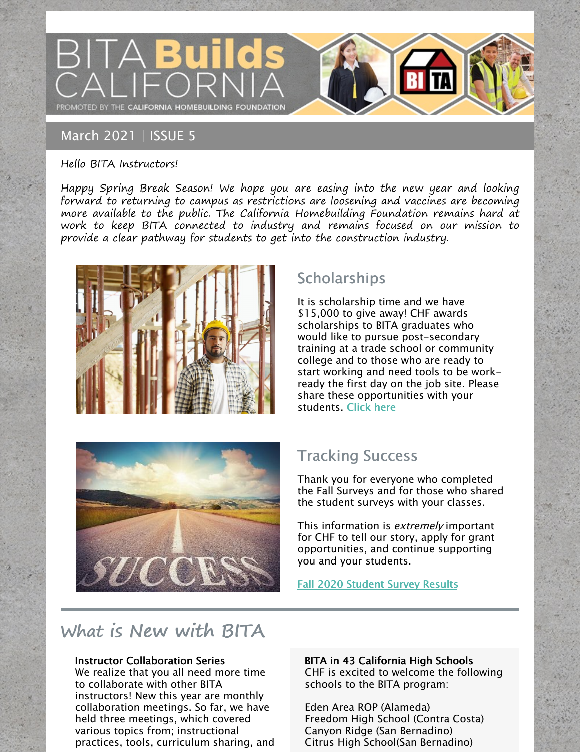# BITA Builds CALIFORNIA

PROMOTED BY THE CALIFORNIA HOMEBUILDING FOUNDATION

March 2021 | ISSUE 5

Hello BITA Instructors!

Happy Spring Break Season! We hope you are easing into the new year and looking forward to returning to campus as restrictions are loosening and vaccines are becoming more available to the public. The California Homebuilding Foundation remains hard at work to keep BITA connected to industry and remains focused on our mission to provide a clear pathway for students to get into the construction industry.

## Scholarships

It is scholarship time and we have $15,000 to give away! CHF awards scholarships to BITA graduates who would like to pursue post-secondary training at a trade school or community college and to those who are ready to start working and need tools to be work-ready the first day on the job site. Please share these opportunities with your students. Click here

## Tracking Success

Thank you for everyone who completed the Fall Surveys and for those who shared the student surveys with your classes.

This information is *extremely* important for CHF to tell our story, apply for grant opportunities, and continue supporting you and your students.

Fall 2020 Student Survey Results

# What is New with BITA

**Instructor Collaboration Series**
We realize that you all need more time to collaborate with other BITA instructors! New this year are monthly collaboration meetings. So far, we have held three meetings, which covered various topics from; instructional practices, tools, curriculum sharing, and

**BITA in 43 California High Schools**
CHF is excited to welcome the following schools to the BITA program:

Eden Area ROP (Alameda)
Freedom High School (Contra Costa)
Canyon Ridge (San Bernadino)
Citrus High School(San Bernadino)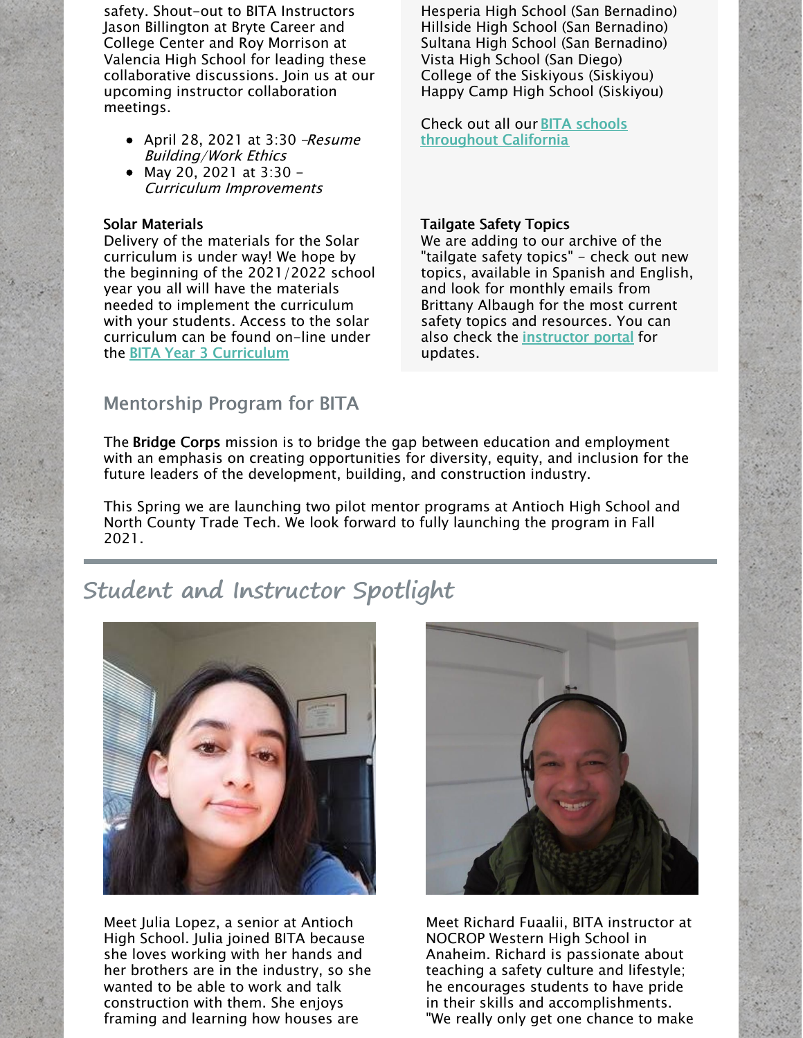safety. Shout-out to BITA Instructors Jason Billington at Bryte Career and College Center and Roy Morrison at Valencia High School for leading these collaborative discussions. Join us at our upcoming instructor collaboration meetings.

- April 28, 2021 at 3:30 –*Resume Building/Work Ethics*
- May 20, 2021 at 3:30 – *Curriculum Improvements*

**Solar Materials**

Delivery of the materials for the Solar curriculum is under way! We hope by the beginning of the 2021/2022 school year you all will have the materials needed to implement the curriculum with your students. Access to the solar curriculum can be found on-line under the [BITA Year 3 Curriculum]

Hesperia High School (San Bernadino)
Hillside High School (San Bernadino)
Sultana High School (San Bernadino)
Vista High School (San Diego)
College of the Siskiyous (Siskiyou)
Happy Camp High School (Siskiyou)

Check out all our [BITA schools throughout California]

**Tailgate Safety Topics**

We are adding to our archive of the "tailgate safety topics" - check out new topics, available in Spanish and English, and look for monthly emails from Brittany Albaugh for the most current safety topics and resources. You can also check the [instructor portal] for updates.

## Mentorship Program for BITA

The **Bridge Corps** mission is to bridge the gap between education and employment with an emphasis on creating opportunities for diversity, equity, and inclusion for the future leaders of the development, building, and construction industry.

This Spring we are launching two pilot mentor programs at Antioch High School and North County Trade Tech. We look forward to fully launching the program in Fall 2021.

# Student and Instructor Spotlight

Meet Julia Lopez, a senior at Antioch High School. Julia joined BITA because she loves working with her hands and her brothers are in the industry, so she wanted to be able to work and talk construction with them. She enjoys framing and learning how houses are

Meet Richard Fuaalii, BITA instructor at NOCROP Western High School in Anaheim. Richard is passionate about teaching a safety culture and lifestyle; he encourages students to have pride in their skills and accomplishments. "We really only get one chance to make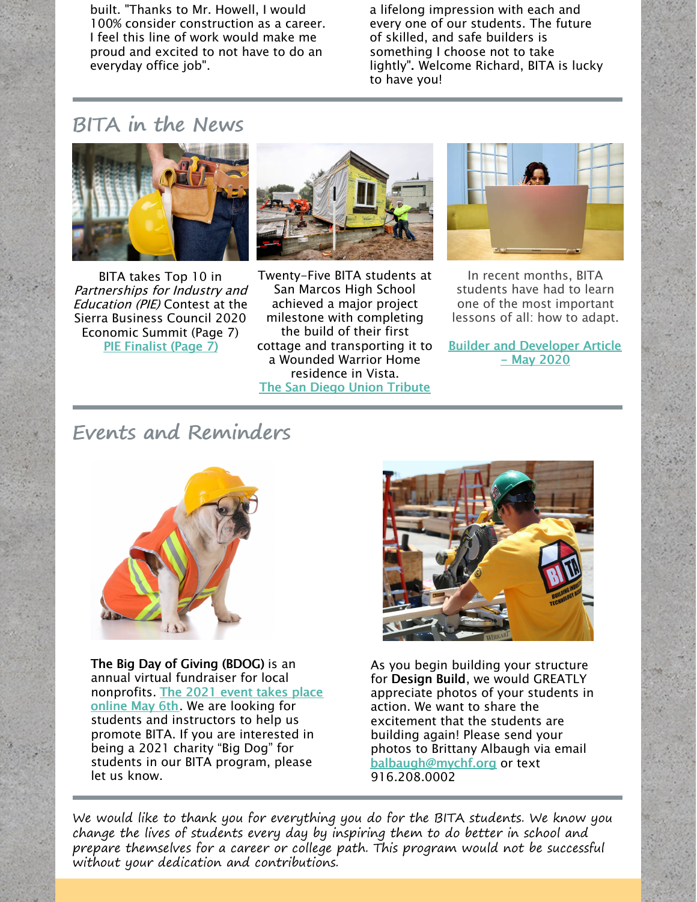built. "Thanks to Mr. Howell, I would 100% consider construction as a career. I feel this line of work would make me proud and excited to not have to do an everyday office job".

a lifelong impression with each and every one of our students. The future of skilled, and safe builders is something I choose not to take lightly". Welcome Richard, BITA is lucky to have you!

## BITA in the News

BITA takes Top 10 in *Partnerships for Industry and Education (PIE)* Contest at the Sierra Business Council 2020 Economic Summit (Page 7)
PIE Finalist (Page 7)

Twenty-Five BITA students at San Marcos High School achieved a major project milestone with completing the build of their first cottage and transporting it to a Wounded Warrior Home residence in Vista.
The San Diego Union Tribune

In recent months, BITA students have had to learn one of the most important lessons of all: how to adapt.
Builder and Developer Article – May 2020

## Events and Reminders

**The Big Day of Giving (BDOG)** is an annual virtual fundraiser for local nonprofits. The 2021 event takes place online May 6th. We are looking for students and instructors to help us promote BITA. If you are interested in being a 2021 charity "Big Dog" for students in our BITA program, please let us know.

As you begin building your structure for **Design Build**, we would GREATLY appreciate photos of your students in action. We want to share the excitement that the students are building again! Please send your photos to Brittany Albaugh via email balbaugh@mychf.org or text 916.208.0002

*We would like to thank you for everything you do for the BITA students. We know you change the lives of students every day by inspiring them to do better in school and prepare themselves for a career or college path. This program would not be successful without your dedication and contributions.*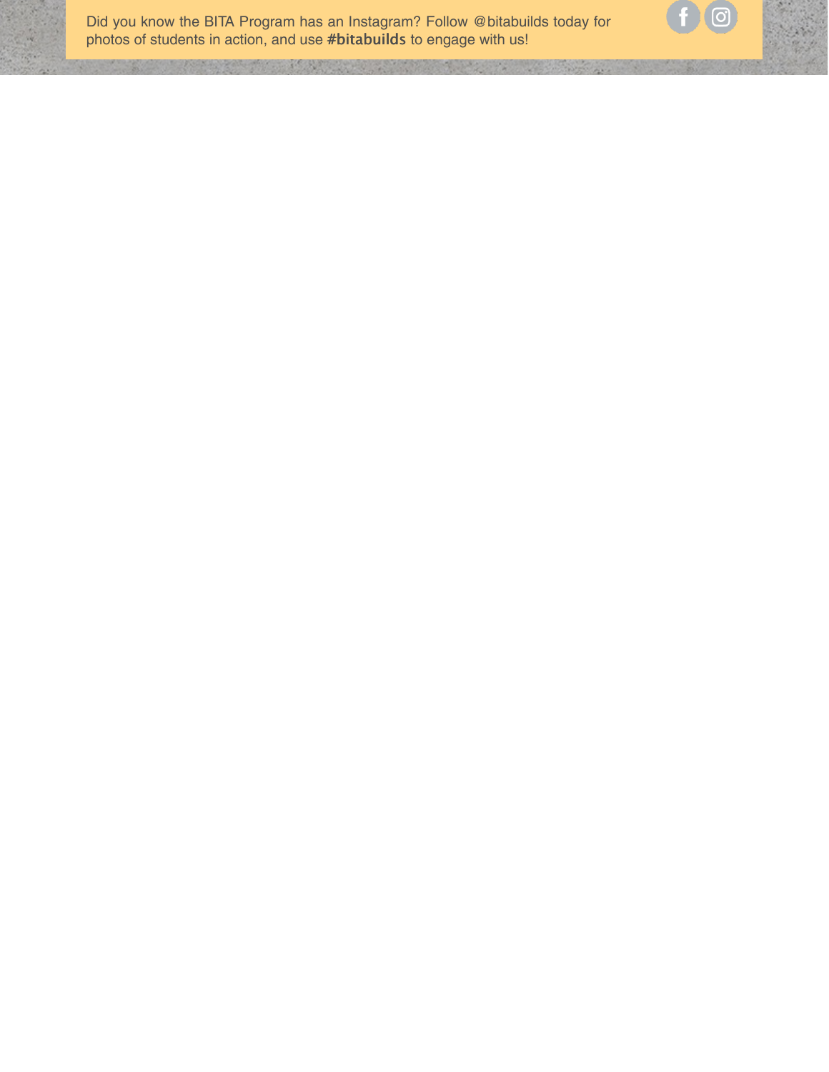Did you know the BITA Program has an Instagram? Follow @bitabuilds today for photos of students in action, and use **#bitabuilds** to engage with us!